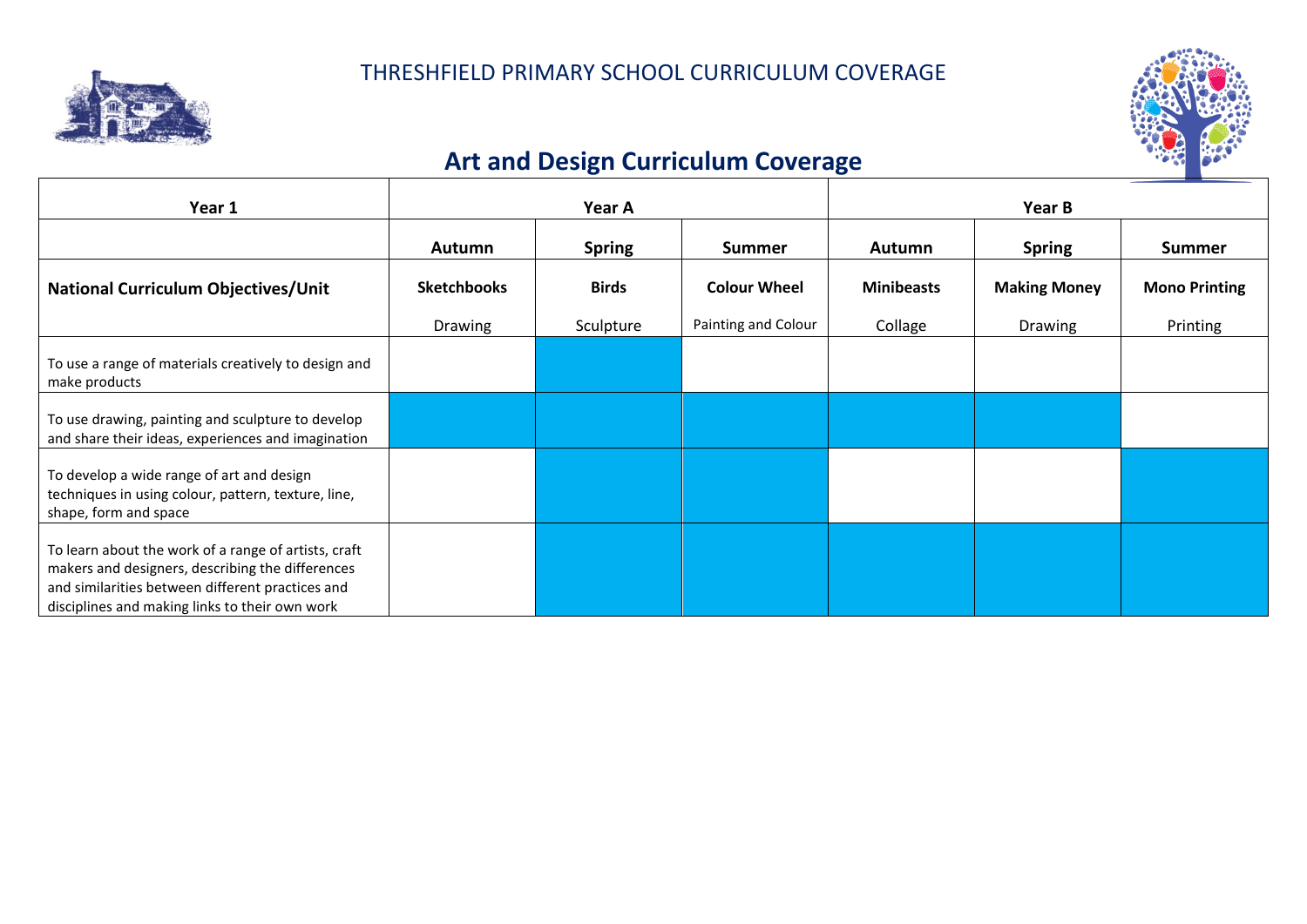# THRESHFIELD PRIMARY SCHOOL CURRICULUM COVERAGE

## Art and Design Curriculum Coverage

| Year 1 | Year A | | | Year B | | |
|---|---|---|---|---|---|---|
| | **Autumn** | **Spring** | **Summer** | **Autumn** | **Spring** | **Summer** |
| **National Curriculum Objectives/Unit** | **Sketchbooks**<br>Drawing | **Birds**<br>Sculpture | **Colour Wheel**<br>Painting and Colour | **Minibeasts**<br>Collage | **Making Money**<br>Drawing | **Mono Printing**<br>Printing |
| To use a range of materials creatively to design and make products | | ✓ | | | | |
| To use drawing, painting and sculpture to develop and share their ideas, experiences and imagination | ✓ | ✓ | ✓ | ✓ | ✓ | |
| To develop a wide range of art and design techniques in using colour, pattern, texture, line, shape, form and space | | ✓ | ✓ | | | ✓ |
| To learn about the work of a range of artists, craft makers and designers, describing the differences and similarities between different practices and disciplines and making links to their own work | | ✓ | ✓ | ✓ | ✓ | ✓ |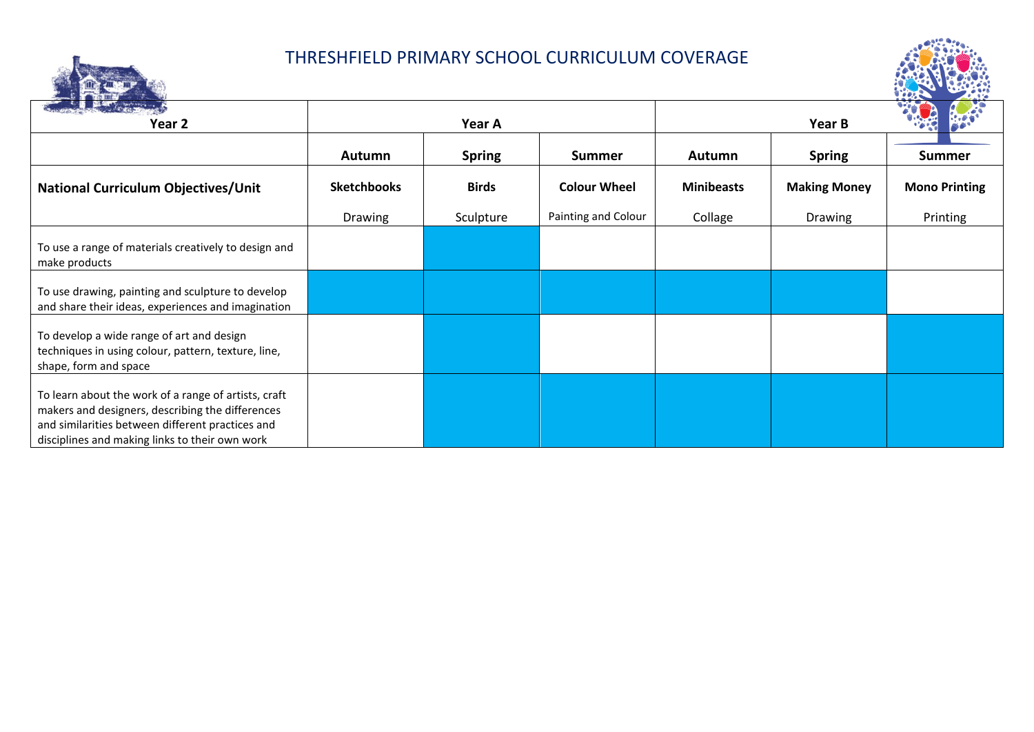# THRESHFIELD PRIMARY SCHOOL CURRICULUM COVERAGE

Shaded cells in the original are shown as ■.

| Year 2 | Year A | | | Year B | | |
|---|---|---|---|---|---|---|
| | **Autumn** | **Spring** | **Summer** | **Autumn** | **Spring** | **Summer** |
| **National Curriculum Objectives/Unit** | **Sketchbooks**<br><br>Drawing | **Birds**<br><br>Sculpture | **Colour Wheel**<br><br>Painting and Colour | **Minibeasts**<br><br>Collage | **Making Money**<br><br>Drawing | **Mono Printing**<br><br>Printing |
| To use a range of materials creatively to design and make products | | ■ | | | | |
| To use drawing, painting and sculpture to develop and share their ideas, experiences and imagination | ■ | ■ | ■ | ■ | ■ | |
| To develop a wide range of art and design techniques in using colour, pattern, texture, line, shape, form and space | | ■ | | | | ■ |
| To learn about the work of a range of artists, craft makers and designers, describing the differences and similarities between different practices and disciplines and making links to their own work | | ■ | ■ | ■ | ■ | ■ |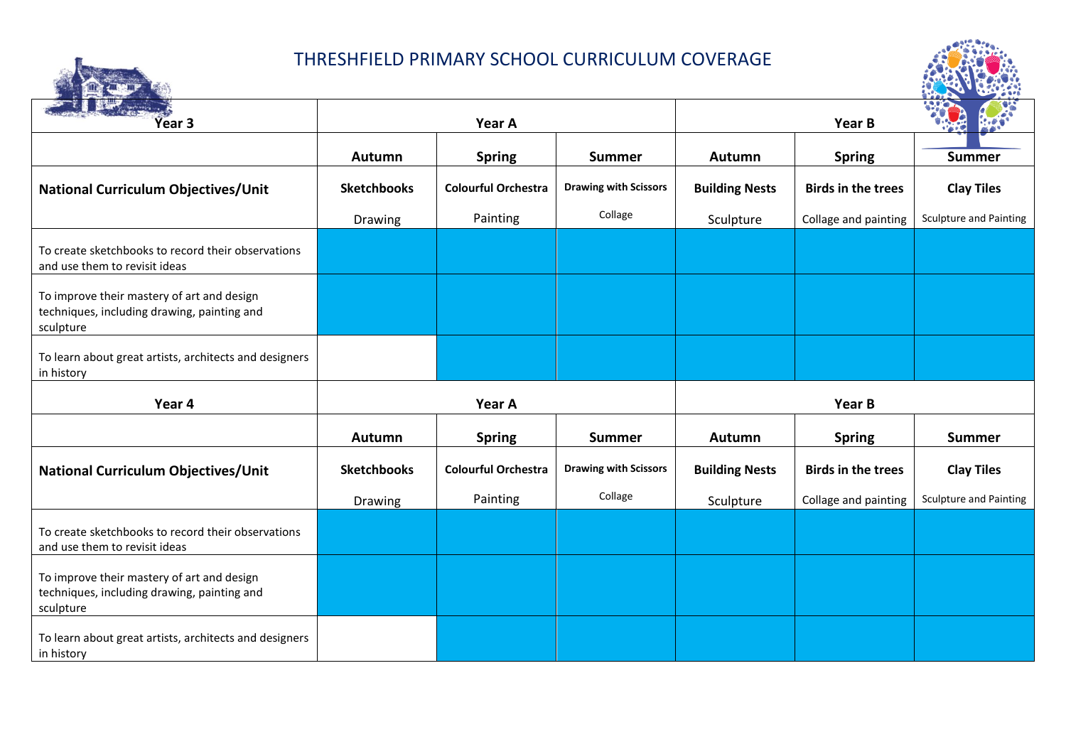# THRESHFIELD PRIMARY SCHOOL CURRICULUM COVERAGE

| Year 3 | Year A | | | Year B | | |
|---|---|---|---|---|---|---|
| | Autumn | Spring | Summer | Autumn | Spring | Summer |
| **National Curriculum Objectives/Unit** | **Sketchbooks** Drawing | **Colourful Orchestra** Painting | **Drawing with Scissors** Collage | **Building Nests** Sculpture | **Birds in the trees** Collage and painting | **Clay Tiles** Sculpture and Painting |
| To create sketchbooks to record their observations and use them to revisit ideas | ✓ | ✓ | ✓ | ✓ | ✓ | ✓ |
| To improve their mastery of art and design techniques, including drawing, painting and sculpture | ✓ | ✓ | ✓ | ✓ | ✓ | ✓ |
| To learn about great artists, architects and designers in history | | ✓ | ✓ | ✓ | ✓ | ✓ |

| Year 4 | Year A | | | Year B | | |
|---|---|---|---|---|---|---|
| | Autumn | Spring | Summer | Autumn | Spring | Summer |
| **National Curriculum Objectives/Unit** | **Sketchbooks** Drawing | **Colourful Orchestra** Painting | **Drawing with Scissors** Collage | **Building Nests** Sculpture | **Birds in the trees** Collage and painting | **Clay Tiles** Sculpture and Painting |
| To create sketchbooks to record their observations and use them to revisit ideas | ✓ | ✓ | ✓ | ✓ | ✓ | ✓ |
| To improve their mastery of art and design techniques, including drawing, painting and sculpture | ✓ | ✓ | ✓ | ✓ | ✓ | ✓ |
| To learn about great artists, architects and designers in history | | ✓ | ✓ | ✓ | ✓ | ✓ |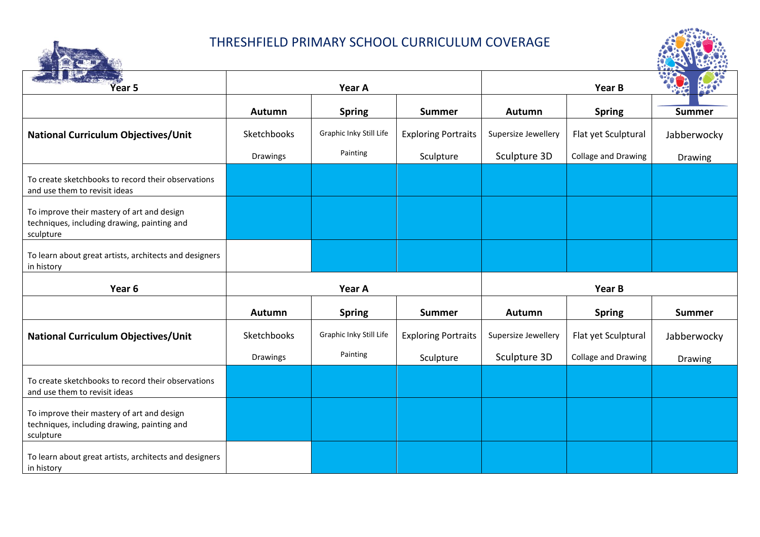# THRESHFIELD PRIMARY SCHOOL CURRICULUM COVERAGE

| Year 5 | Year A | | | Year B | | |
|---|---|---|---|---|---|---|
| | **Autumn** | **Spring** | **Summer** | **Autumn** | **Spring** | **Summer** |
| **National Curriculum Objectives/Unit** | Sketchbooks<br>Drawings | Graphic Inky Still Life<br>Painting | Exploring Portraits<br>Sculpture | Supersize Jewellery<br>Sculpture 3D | Flat yet Sculptural<br>Collage and Drawing | Jabberwocky<br>Drawing |
| To create sketchbooks to record their observations and use them to revisit ideas | | | | | | |
| To improve their mastery of art and design techniques, including drawing, painting and sculpture | | | | | | |
| To learn about great artists, architects and designers in history | | | | | | |

| Year 6 | Year A | | | Year B | | |
|---|---|---|---|---|---|---|
| | **Autumn** | **Spring** | **Summer** | **Autumn** | **Spring** | **Summer** |
| **National Curriculum Objectives/Unit** | Sketchbooks<br>Drawings | Graphic Inky Still Life<br>Painting | Exploring Portraits<br>Sculpture | Supersize Jewellery<br>Sculpture 3D | Flat yet Sculptural<br>Collage and Drawing | Jabberwocky<br>Drawing |
| To create sketchbooks to record their observations and use them to revisit ideas | | | | | | |
| To improve their mastery of art and design techniques, including drawing, painting and sculpture | | | | | | |
| To learn about great artists, architects and designers in history | | | | | | |